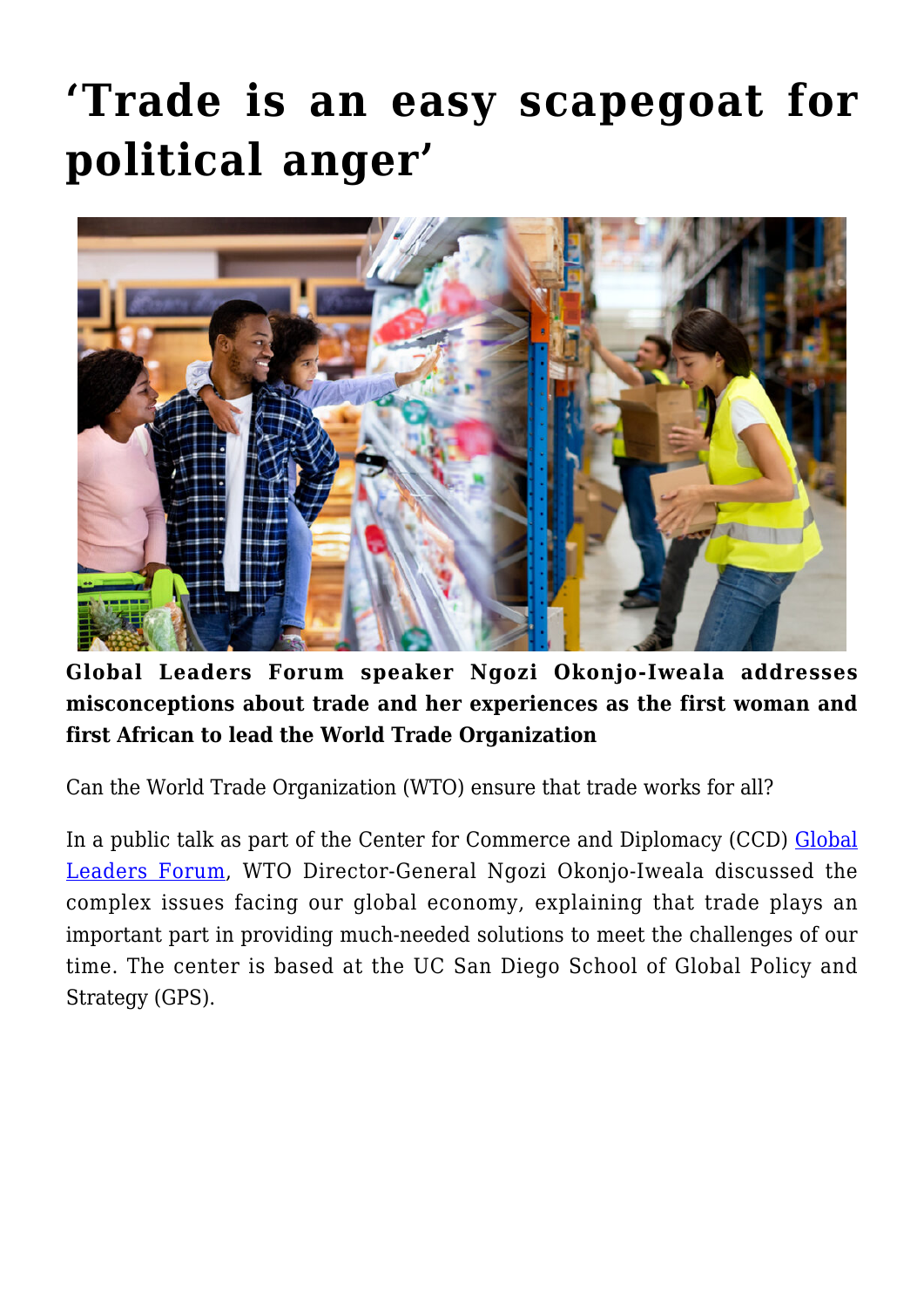# ‘Trade is an easy scapegoat for political anger’

**Global Leaders Forum speaker Ngozi Okonjo-Iweala addresses misconceptions about trade and her experiences as the first woman and first African to lead the World Trade Organization**

Can the World Trade Organization (WTO) ensure that trade works for all?

In a public talk as part of the Center for Commerce and Diplomacy (CCD) Global Leaders Forum, WTO Director-General Ngozi Okonjo-Iweala discussed the complex issues facing our global economy, explaining that trade plays an important part in providing much-needed solutions to meet the challenges of our time. The center is based at the UC San Diego School of Global Policy and Strategy (GPS).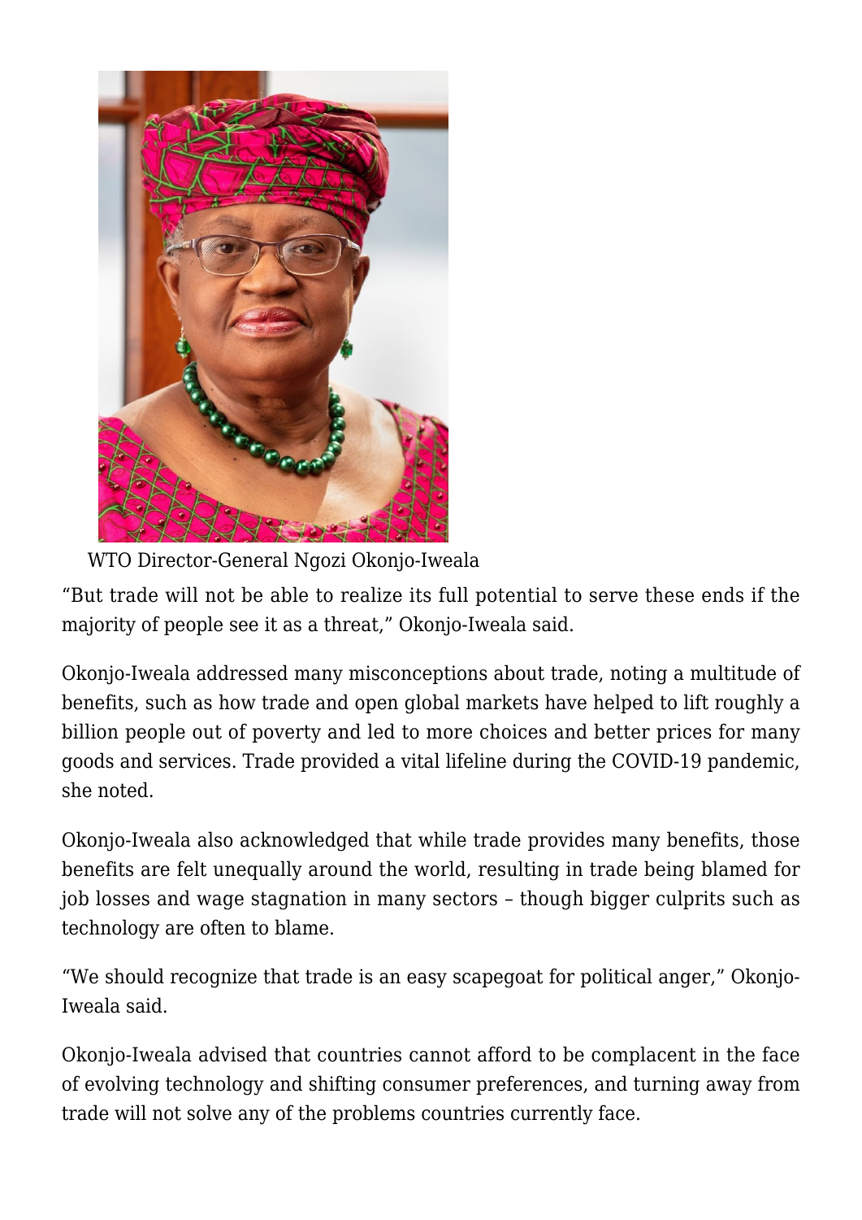WTO Director-General Ngozi Okonjo-Iweala

“But trade will not be able to realize its full potential to serve these ends if the majority of people see it as a threat,” Okonjo-Iweala said.

Okonjo-Iweala addressed many misconceptions about trade, noting a multitude of benefits, such as how trade and open global markets have helped to lift roughly a billion people out of poverty and led to more choices and better prices for many goods and services. Trade provided a vital lifeline during the COVID-19 pandemic, she noted.

Okonjo-Iweala also acknowledged that while trade provides many benefits, those benefits are felt unequally around the world, resulting in trade being blamed for job losses and wage stagnation in many sectors – though bigger culprits such as technology are often to blame.

“We should recognize that trade is an easy scapegoat for political anger,” Okonjo-Iweala said.

Okonjo-Iweala advised that countries cannot afford to be complacent in the face of evolving technology and shifting consumer preferences, and turning away from trade will not solve any of the problems countries currently face.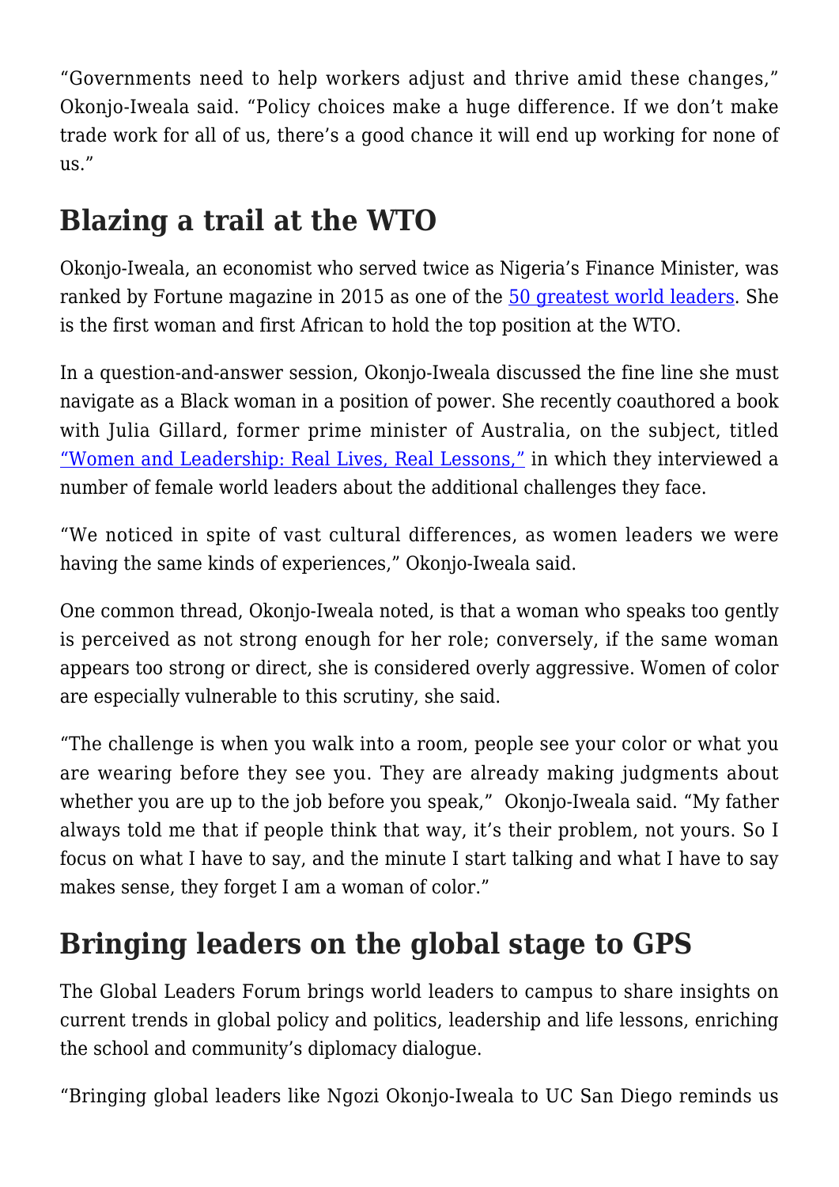"Governments need to help workers adjust and thrive amid these changes," Okonjo-Iweala said. "Policy choices make a huge difference. If we don't make trade work for all of us, there's a good chance it will end up working for none of us."

## Blazing a trail at the WTO

Okonjo-Iweala, an economist who served twice as Nigeria's Finance Minister, was ranked by Fortune magazine in 2015 as one of the [50 greatest world leaders](). She is the first woman and first African to hold the top position at the WTO.

In a question-and-answer session, Okonjo-Iweala discussed the fine line she must navigate as a Black woman in a position of power. She recently coauthored a book with Julia Gillard, former prime minister of Australia, on the subject, titled ["Women and Leadership: Real Lives, Real Lessons,"]() in which they interviewed a number of female world leaders about the additional challenges they face.

"We noticed in spite of vast cultural differences, as women leaders we were having the same kinds of experiences," Okonjo-Iweala said.

One common thread, Okonjo-Iweala noted, is that a woman who speaks too gently is perceived as not strong enough for her role; conversely, if the same woman appears too strong or direct, she is considered overly aggressive. Women of color are especially vulnerable to this scrutiny, she said.

"The challenge is when you walk into a room, people see your color or what you are wearing before they see you. They are already making judgments about whether you are up to the job before you speak," Okonjo-Iweala said. "My father always told me that if people think that way, it's their problem, not yours. So I focus on what I have to say, and the minute I start talking and what I have to say makes sense, they forget I am a woman of color."

## Bringing leaders on the global stage to GPS

The Global Leaders Forum brings world leaders to campus to share insights on current trends in global policy and politics, leadership and life lessons, enriching the school and community's diplomacy dialogue.

"Bringing global leaders like Ngozi Okonjo-Iweala to UC San Diego reminds us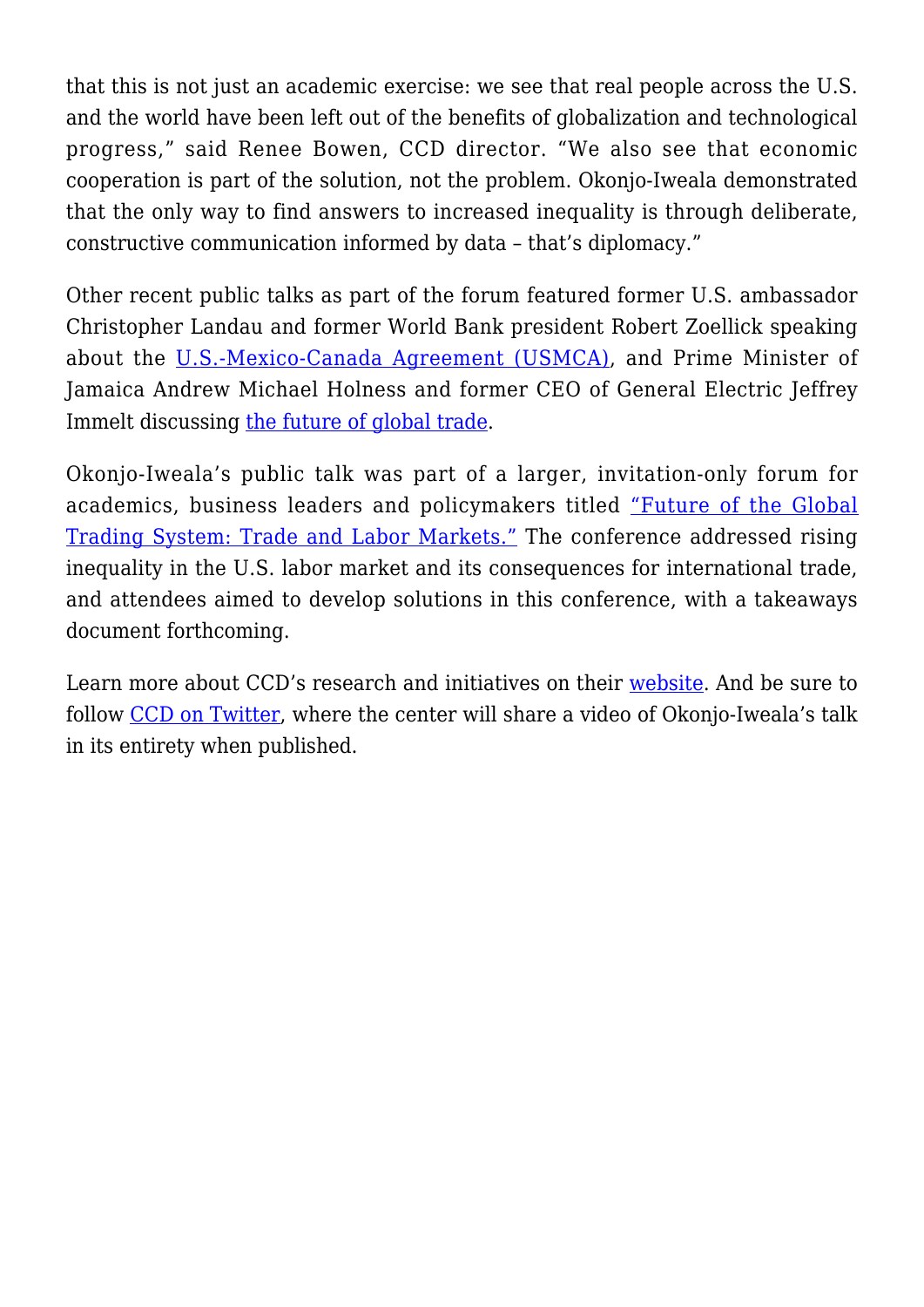that this is not just an academic exercise: we see that real people across the U.S. and the world have been left out of the benefits of globalization and technological progress," said Renee Bowen, CCD director. "We also see that economic cooperation is part of the solution, not the problem. Okonjo-Iweala demonstrated that the only way to find answers to increased inequality is through deliberate, constructive communication informed by data – that's diplomacy."

Other recent public talks as part of the forum featured former U.S. ambassador Christopher Landau and former World Bank president Robert Zoellick speaking about the U.S.-Mexico-Canada Agreement (USMCA), and Prime Minister of Jamaica Andrew Michael Holness and former CEO of General Electric Jeffrey Immelt discussing the future of global trade.

Okonjo-Iweala's public talk was part of a larger, invitation-only forum for academics, business leaders and policymakers titled "Future of the Global Trading System: Trade and Labor Markets." The conference addressed rising inequality in the U.S. labor market and its consequences for international trade, and attendees aimed to develop solutions in this conference, with a takeaways document forthcoming.

Learn more about CCD's research and initiatives on their website. And be sure to follow CCD on Twitter, where the center will share a video of Okonjo-Iweala's talk in its entirety when published.